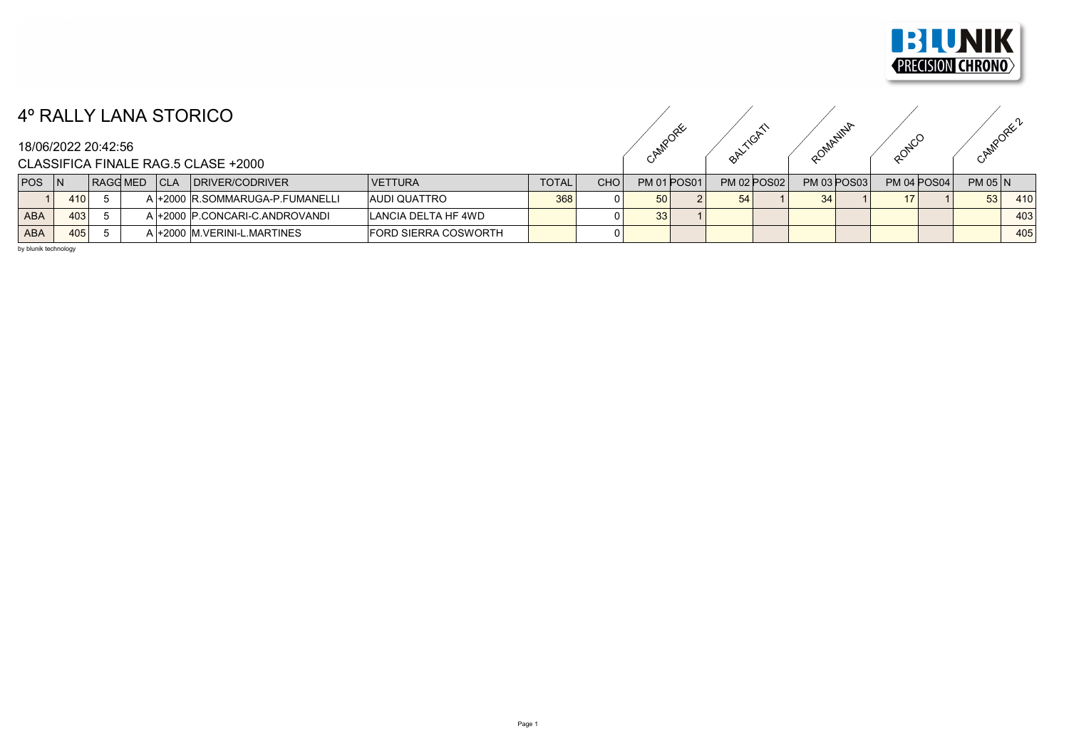# 4º RALLY LANA STORICO

18/06/2022 20:42:56

CLASSIFICA FINALE RAG.5 CLASE +2000

| | | | | | | | | | CAMPORE | | BALTIGATI | | ROMANINA | | RONCO | | CAMPORE 2 | |
|---|---|---|---|---|---|---|---|---|---|---|---|---|---|---|---|---|---|---|
| POS | N | RAGG | MED | CLA | DRIVER/CODRIVER | VETTURA | TOTAL | CHO | PM 01 | POS01 | PM 02 | POS02 | PM 03 | POS03 | PM 04 | POS04 | PM 05 | N |
| 1 | 410 | 5 | A | +2000 | R.SOMMARUGA-P.FUMANELLI | AUDI QUATTRO | 368 | 0 | 50 | 2 | 54 | 1 | 34 | 1 | 17 | 1 | 53 | 410 |
| ABA | 403 | 5 | A | +2000 | P.CONCARI-C.ANDROVANDI | LANCIA DELTA HF 4WD | | 0 | 33 | 1 | | | | | | | | 403 |
| ABA | 405 | 5 | A | +2000 | M.VERINI-L.MARTINES | FORD SIERRA COSWORTH | | 0 | | | | | | | | | | 405 |

by blunik technology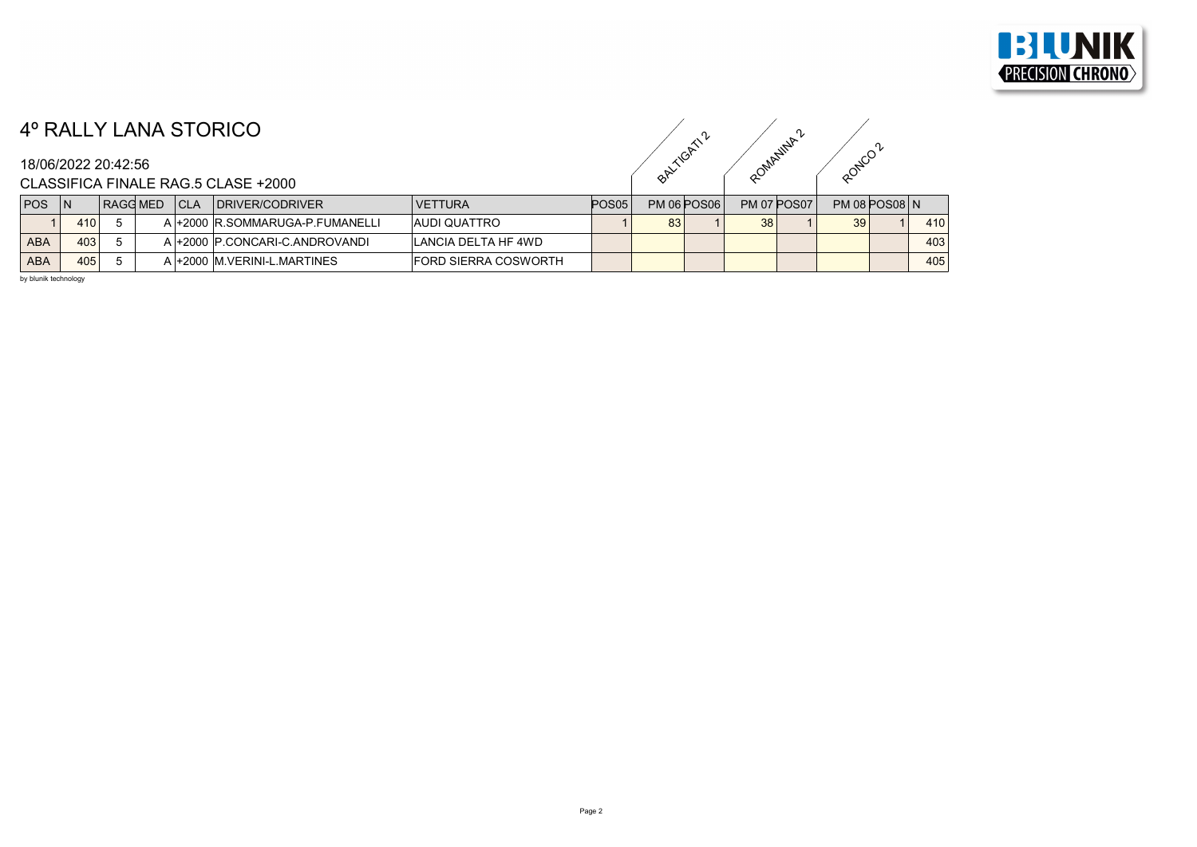# 4º RALLY LANA STORICO

18/06/2022 20:42:56

CLASSIFICA FINALE RAG.5 CLASE +2000

| | | | | | | | | BALTIGATI 2 | | ROMANINA 2 | | RONCO 2 | | |
|---|---|---|---|---|---|---|---|---|---|---|---|---|---|---|
| POS | N | RAGG | MED | CLA | DRIVER/CODRIVER | VETTURA | POS05 | PM 06 | POS06 | PM 07 | POS07 | PM 08 | POS08 | N |
| 1 | 410 | 5 | A | +2000 | R.SOMMARUGA-P.FUMANELLI | AUDI QUATTRO | 1 | 83 | 1 | 38 | 1 | 39 | 1 | 410 |
| ABA | 403 | 5 | A | +2000 | P.CONCARI-C.ANDROVANDI | LANCIA DELTA HF 4WD | | | | | | | | 403 |
| ABA | 405 | 5 | A | +2000 | M.VERINI-L.MARTINES | FORD SIERRA COSWORTH | | | | | | | | 405 |

by blunik technology